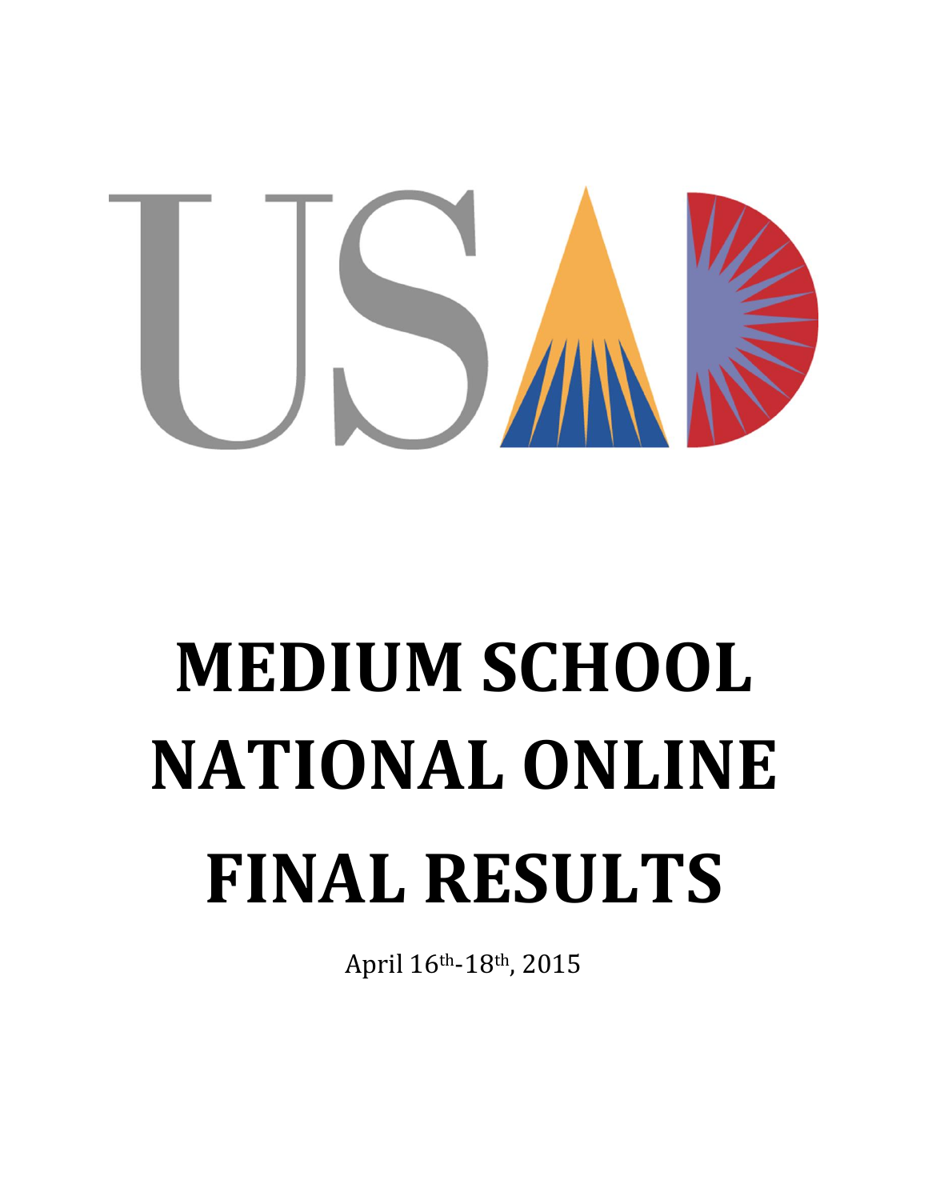# MEDIUM SCHOOL NATIONAL ONLINE FINAL RESULTS

April 16th-18th, 2015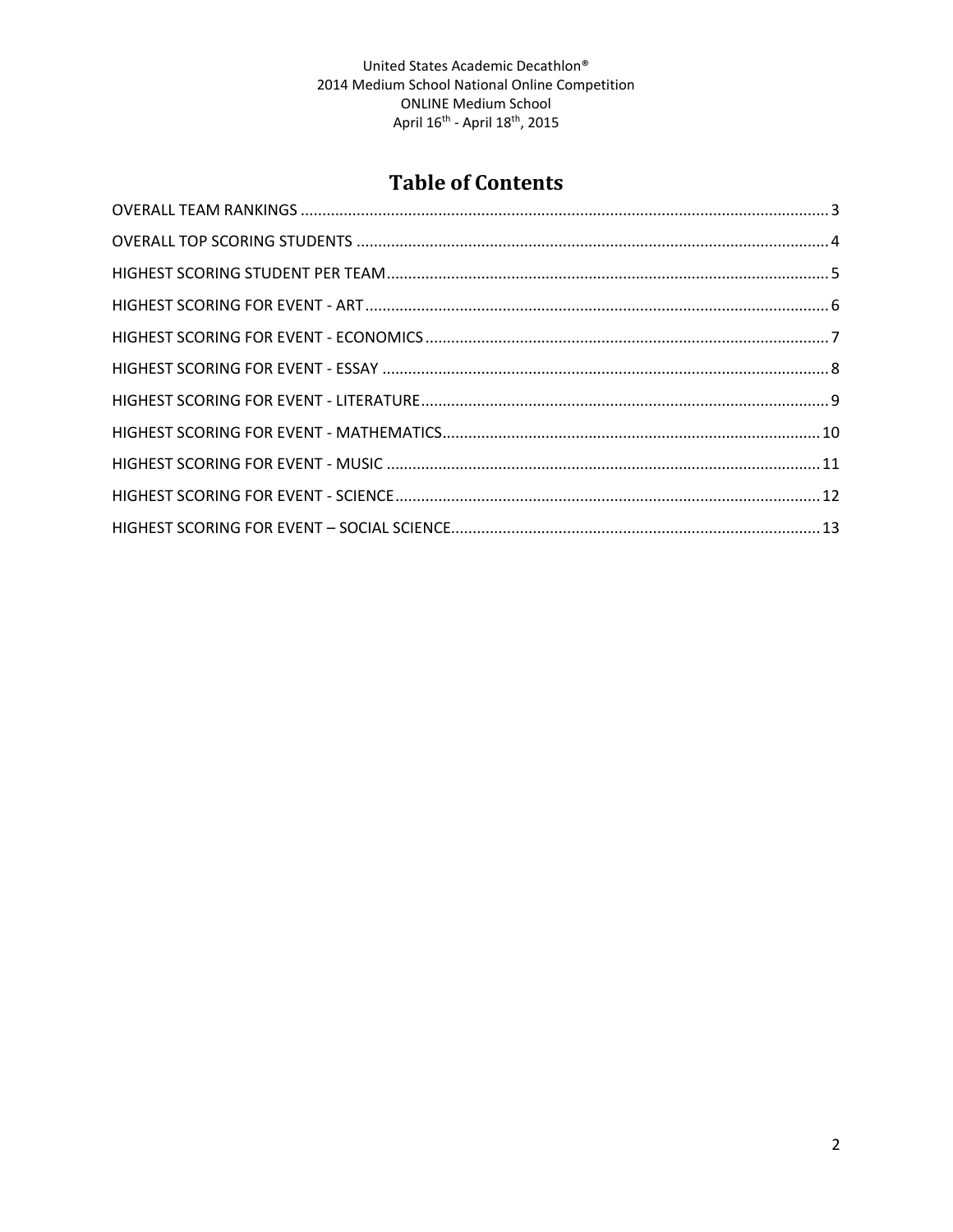United States Academic Decathlon®
2014 Medium School National Online Competition
ONLINE Medium School
April 16th - April 18th, 2015

# Table of Contents

OVERALL TEAM RANKINGS ........................................ 3
OVERALL TOP SCORING STUDENTS ........................................ 4
HIGHEST SCORING STUDENT PER TEAM ........................................ 5
HIGHEST SCORING FOR EVENT - ART ........................................ 6
HIGHEST SCORING FOR EVENT - ECONOMICS ........................................ 7
HIGHEST SCORING FOR EVENT - ESSAY ........................................ 8
HIGHEST SCORING FOR EVENT - LITERATURE ........................................ 9
HIGHEST SCORING FOR EVENT - MATHEMATICS ........................................ 10
HIGHEST SCORING FOR EVENT - MUSIC ........................................ 11
HIGHEST SCORING FOR EVENT - SCIENCE ........................................ 12
HIGHEST SCORING FOR EVENT – SOCIAL SCIENCE ........................................ 13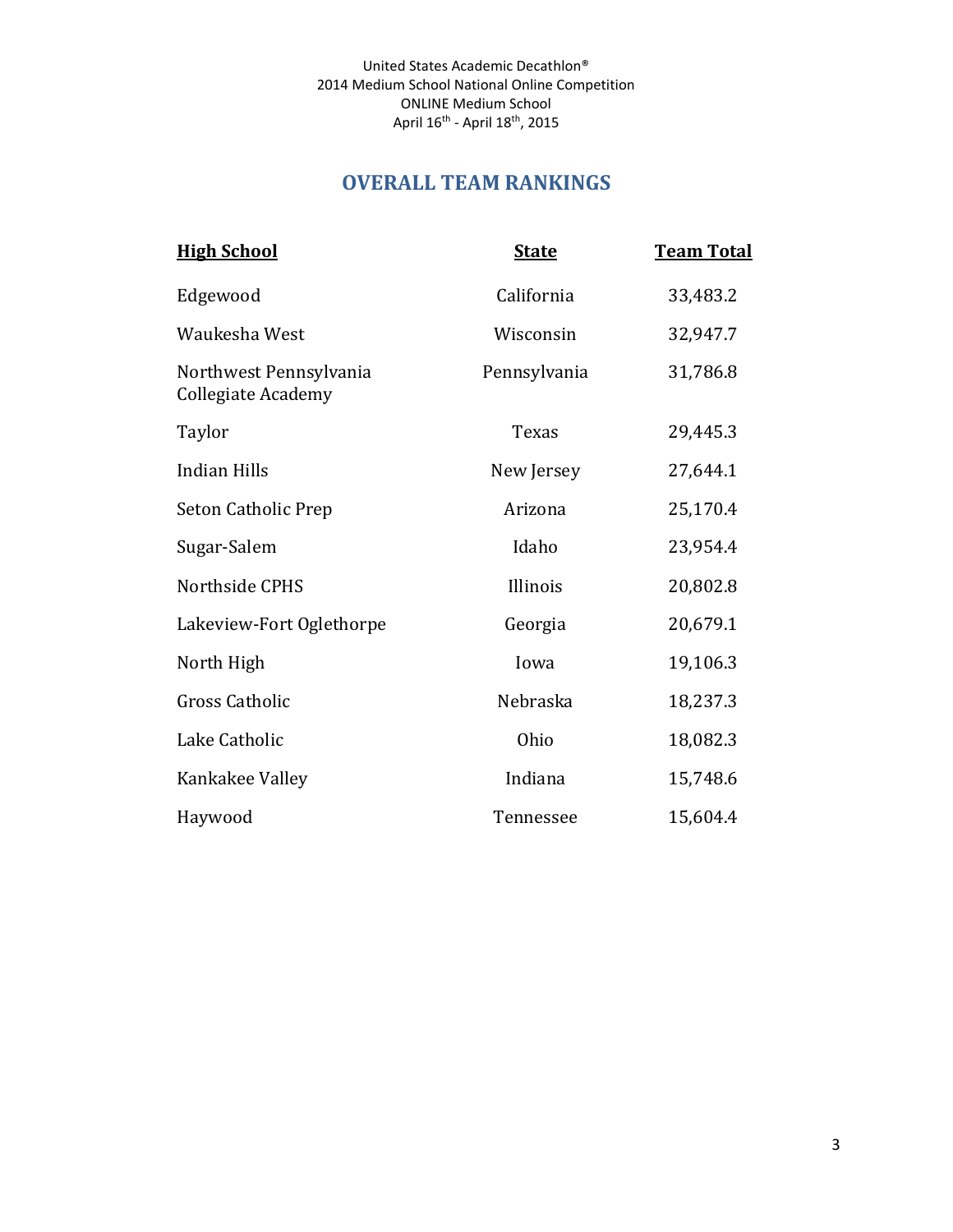United States Academic Decathlon®
2014 Medium School National Online Competition
ONLINE Medium School
April 16th - April 18th, 2015

# OVERALL TEAM RANKINGS

| High School | State | Team Total |
|---|---|---|
| Edgewood | California | 33,483.2 |
| Waukesha West | Wisconsin | 32,947.7 |
| Northwest Pennsylvania Collegiate Academy | Pennsylvania | 31,786.8 |
| Taylor | Texas | 29,445.3 |
| Indian Hills | New Jersey | 27,644.1 |
| Seton Catholic Prep | Arizona | 25,170.4 |
| Sugar-Salem | Idaho | 23,954.4 |
| Northside CPHS | Illinois | 20,802.8 |
| Lakeview-Fort Oglethorpe | Georgia | 20,679.1 |
| North High | Iowa | 19,106.3 |
| Gross Catholic | Nebraska | 18,237.3 |
| Lake Catholic | Ohio | 18,082.3 |
| Kankakee Valley | Indiana | 15,748.6 |
| Haywood | Tennessee | 15,604.4 |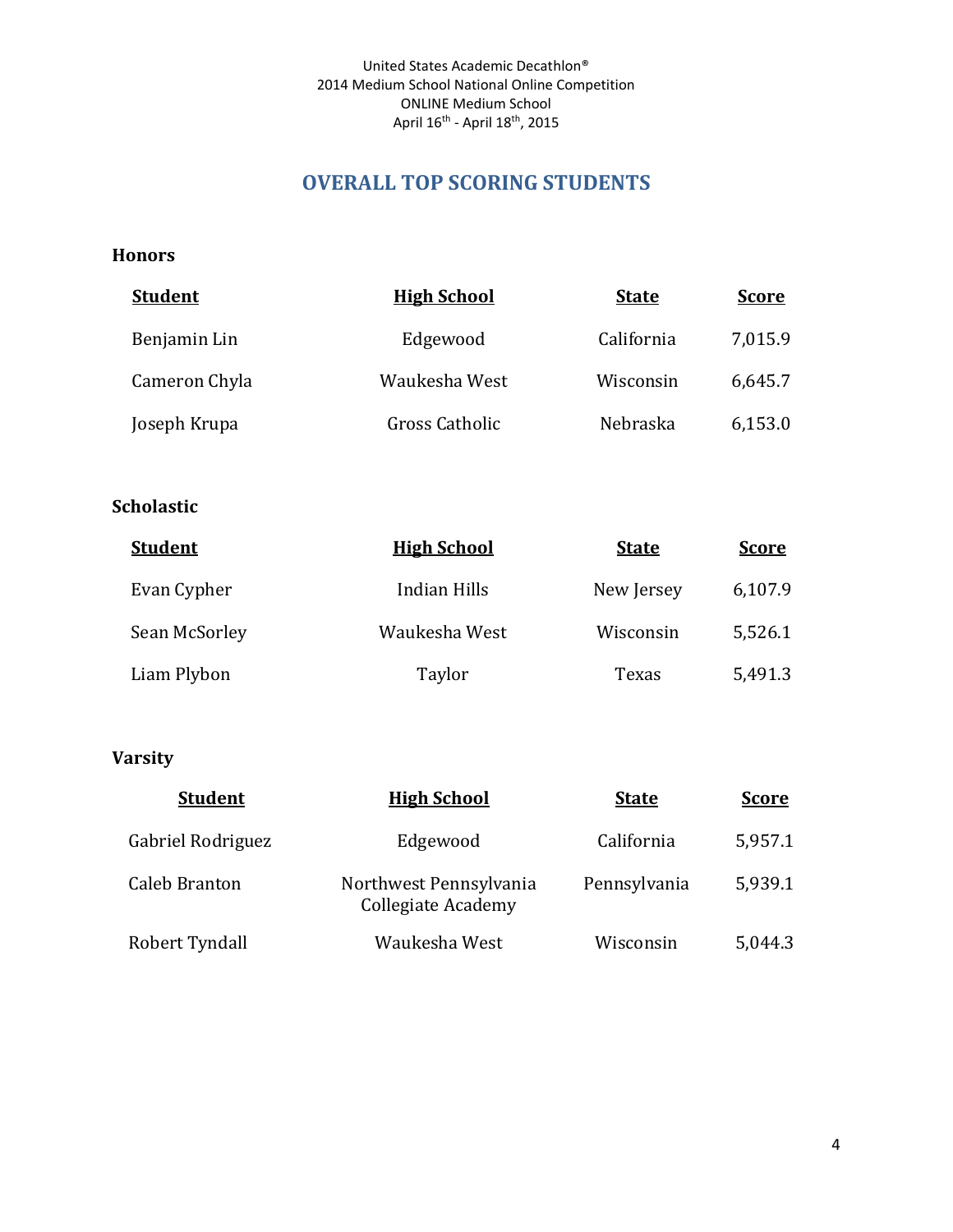United States Academic Decathlon®
2014 Medium School National Online Competition
ONLINE Medium School
April 16th - April 18th, 2015

# OVERALL TOP SCORING STUDENTS

## Honors

| Student | High School | State | Score |
|---|---|---|---|
| Benjamin Lin | Edgewood | California | 7,015.9 |
| Cameron Chyla | Waukesha West | Wisconsin | 6,645.7 |
| Joseph Krupa | Gross Catholic | Nebraska | 6,153.0 |

## Scholastic

| Student | High School | State | Score |
|---|---|---|---|
| Evan Cypher | Indian Hills | New Jersey | 6,107.9 |
| Sean McSorley | Waukesha West | Wisconsin | 5,526.1 |
| Liam Plybon | Taylor | Texas | 5,491.3 |

## Varsity

| Student | High School | State | Score |
|---|---|---|---|
| Gabriel Rodriguez | Edgewood | California | 5,957.1 |
| Caleb Branton | Northwest Pennsylvania Collegiate Academy | Pennsylvania | 5,939.1 |
| Robert Tyndall | Waukesha West | Wisconsin | 5,044.3 |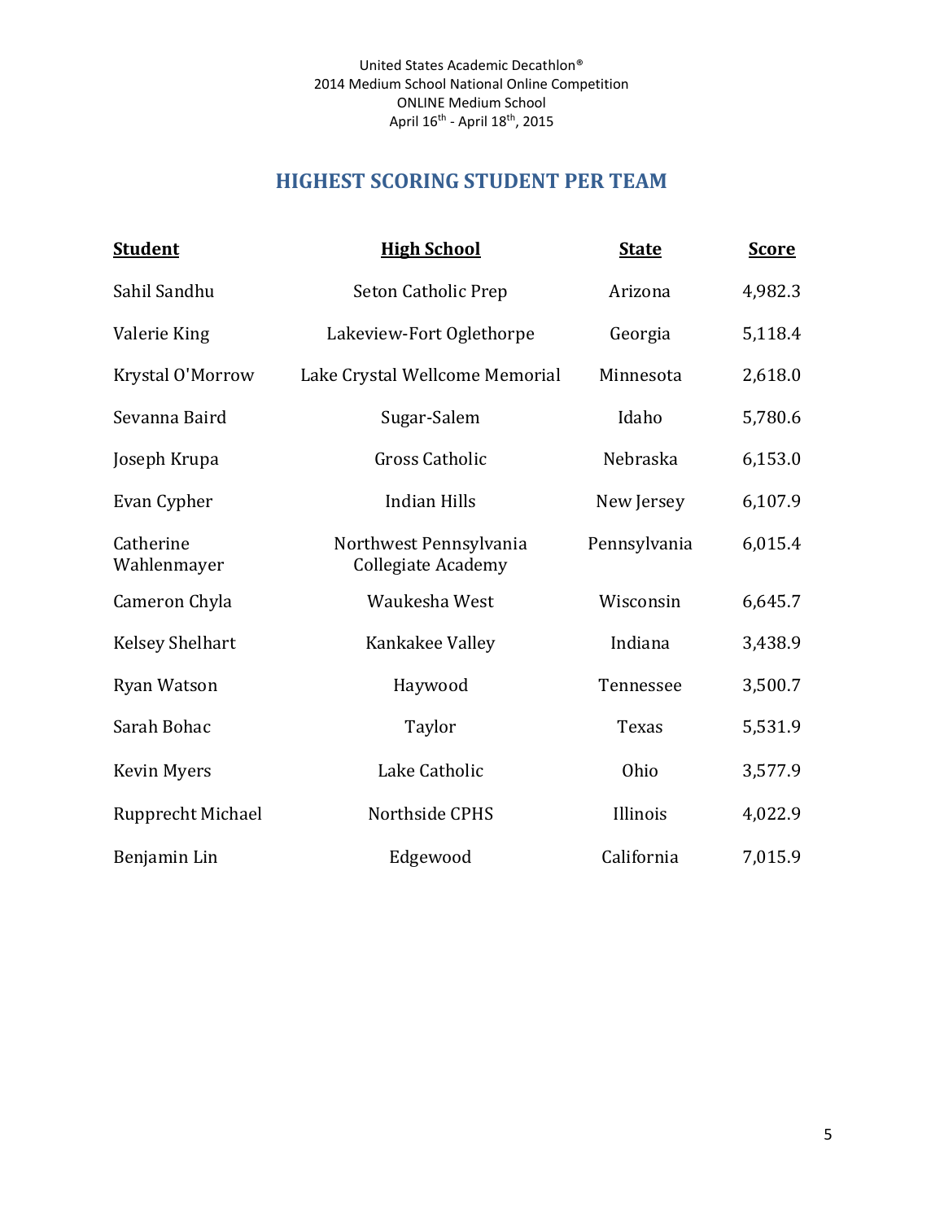United States Academic Decathlon®
2014 Medium School National Online Competition
ONLINE Medium School
April 16th - April 18th, 2015

## HIGHEST SCORING STUDENT PER TEAM

| Student | High School | State | Score |
|---|---|---|---|
| Sahil Sandhu | Seton Catholic Prep | Arizona | 4,982.3 |
| Valerie King | Lakeview-Fort Oglethorpe | Georgia | 5,118.4 |
| Krystal O'Morrow | Lake Crystal Wellcome Memorial | Minnesota | 2,618.0 |
| Sevanna Baird | Sugar-Salem | Idaho | 5,780.6 |
| Joseph Krupa | Gross Catholic | Nebraska | 6,153.0 |
| Evan Cypher | Indian Hills | New Jersey | 6,107.9 |
| Catherine Wahlenmayer | Northwest Pennsylvania Collegiate Academy | Pennsylvania | 6,015.4 |
| Cameron Chyla | Waukesha West | Wisconsin | 6,645.7 |
| Kelsey Shelhart | Kankakee Valley | Indiana | 3,438.9 |
| Ryan Watson | Haywood | Tennessee | 3,500.7 |
| Sarah Bohac | Taylor | Texas | 5,531.9 |
| Kevin Myers | Lake Catholic | Ohio | 3,577.9 |
| Rupprecht Michael | Northside CPHS | Illinois | 4,022.9 |
| Benjamin Lin | Edgewood | California | 7,015.9 |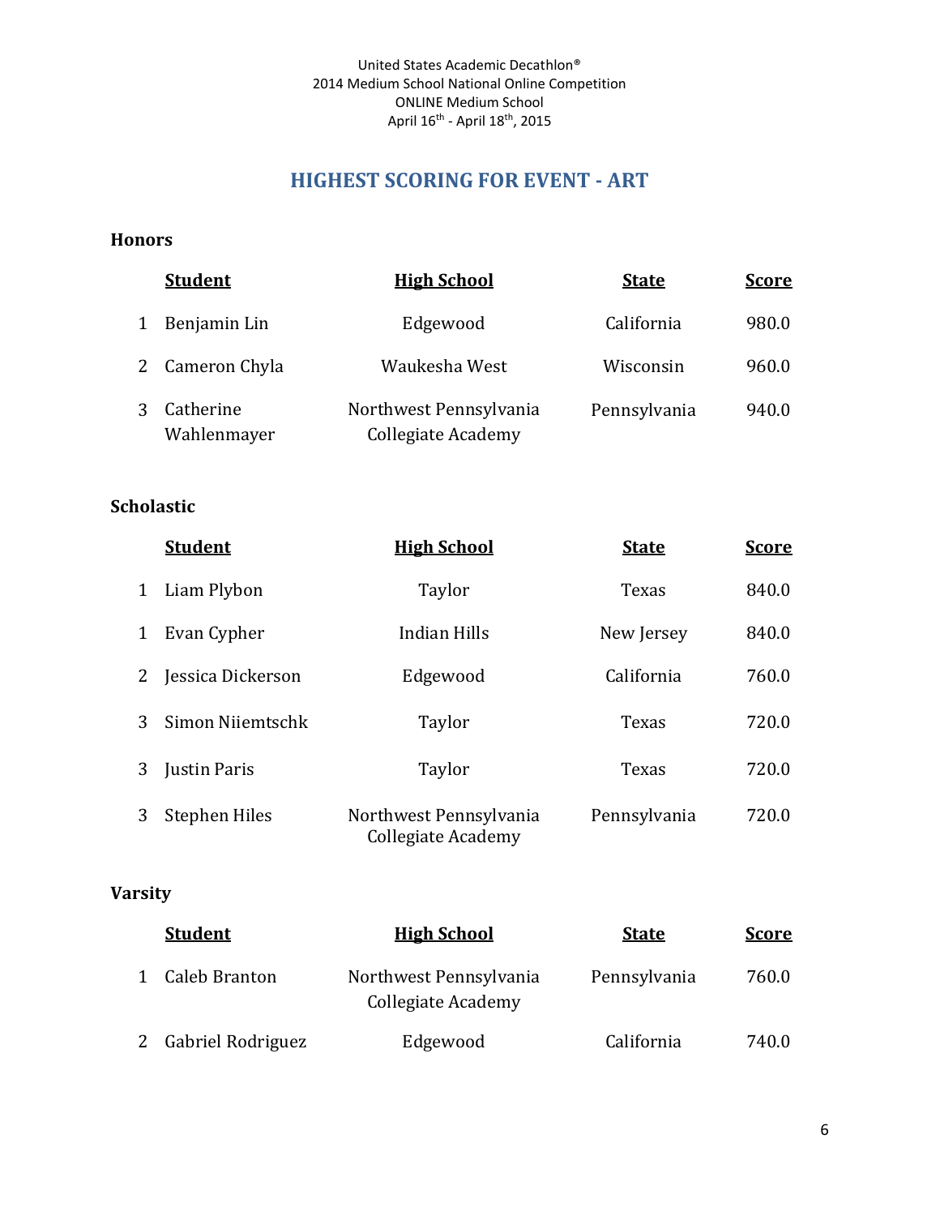United States Academic Decathlon®
2014 Medium School National Online Competition
ONLINE Medium School
April 16th - April 18th, 2015

# HIGHEST SCORING FOR EVENT - ART

## Honors

| | Student | High School | State | Score |
|---|---|---|---|---|
| 1 | Benjamin Lin | Edgewood | California | 980.0 |
| 2 | Cameron Chyla | Waukesha West | Wisconsin | 960.0 |
| 3 | Catherine Wahlenmayer | Northwest Pennsylvania Collegiate Academy | Pennsylvania | 940.0 |

## Scholastic

| | Student | High School | State | Score |
|---|---|---|---|---|
| 1 | Liam Plybon | Taylor | Texas | 840.0 |
| 1 | Evan Cypher | Indian Hills | New Jersey | 840.0 |
| 2 | Jessica Dickerson | Edgewood | California | 760.0 |
| 3 | Simon Niiemtschk | Taylor | Texas | 720.0 |
| 3 | Justin Paris | Taylor | Texas | 720.0 |
| 3 | Stephen Hiles | Northwest Pennsylvania Collegiate Academy | Pennsylvania | 720.0 |

## Varsity

| | Student | High School | State | Score |
|---|---|---|---|---|
| 1 | Caleb Branton | Northwest Pennsylvania Collegiate Academy | Pennsylvania | 760.0 |
| 2 | Gabriel Rodriguez | Edgewood | California | 740.0 |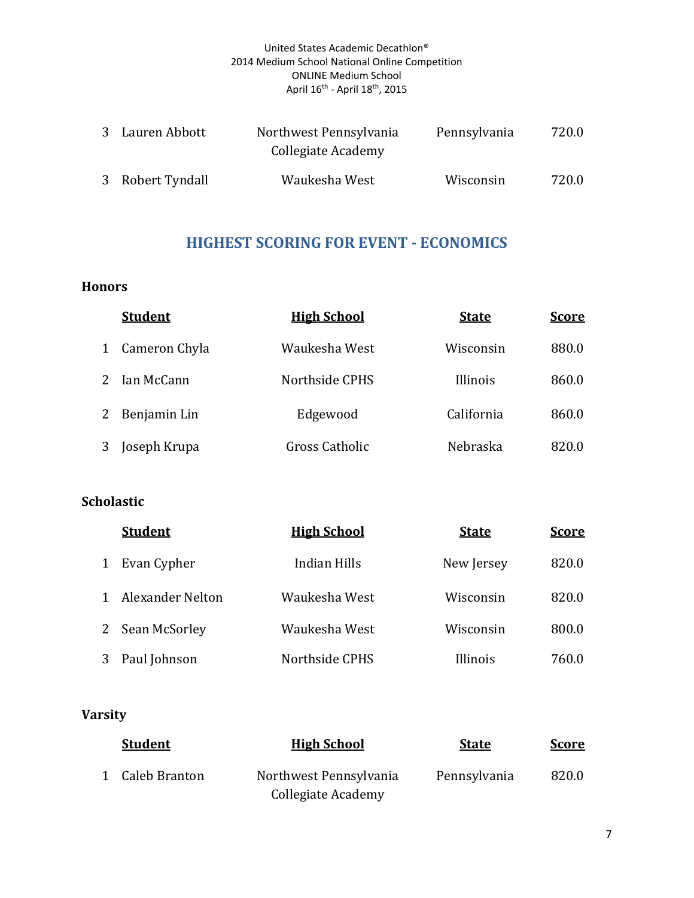| | | | | |
|---|---|---|---|---|
| 3 | Lauren Abbott | Northwest Pennsylvania Collegiate Academy | Pennsylvania | 720.0 |
| 3 | Robert Tyndall | Waukesha West | Wisconsin | 720.0 |

## HIGHEST SCORING FOR EVENT - ECONOMICS

### Honors

| | Student | High School | State | Score |
|---|---|---|---|---|
| 1 | Cameron Chyla | Waukesha West | Wisconsin | 880.0 |
| 2 | Ian McCann | Northside CPHS | Illinois | 860.0 |
| 2 | Benjamin Lin | Edgewood | California | 860.0 |
| 3 | Joseph Krupa | Gross Catholic | Nebraska | 820.0 |

### Scholastic

| | Student | High School | State | Score |
|---|---|---|---|---|
| 1 | Evan Cypher | Indian Hills | New Jersey | 820.0 |
| 1 | Alexander Nelton | Waukesha West | Wisconsin | 820.0 |
| 2 | Sean McSorley | Waukesha West | Wisconsin | 800.0 |
| 3 | Paul Johnson | Northside CPHS | Illinois | 760.0 |

### Varsity

| | Student | High School | State | Score |
|---|---|---|---|---|
| 1 | Caleb Branton | Northwest Pennsylvania Collegiate Academy | Pennsylvania | 820.0 |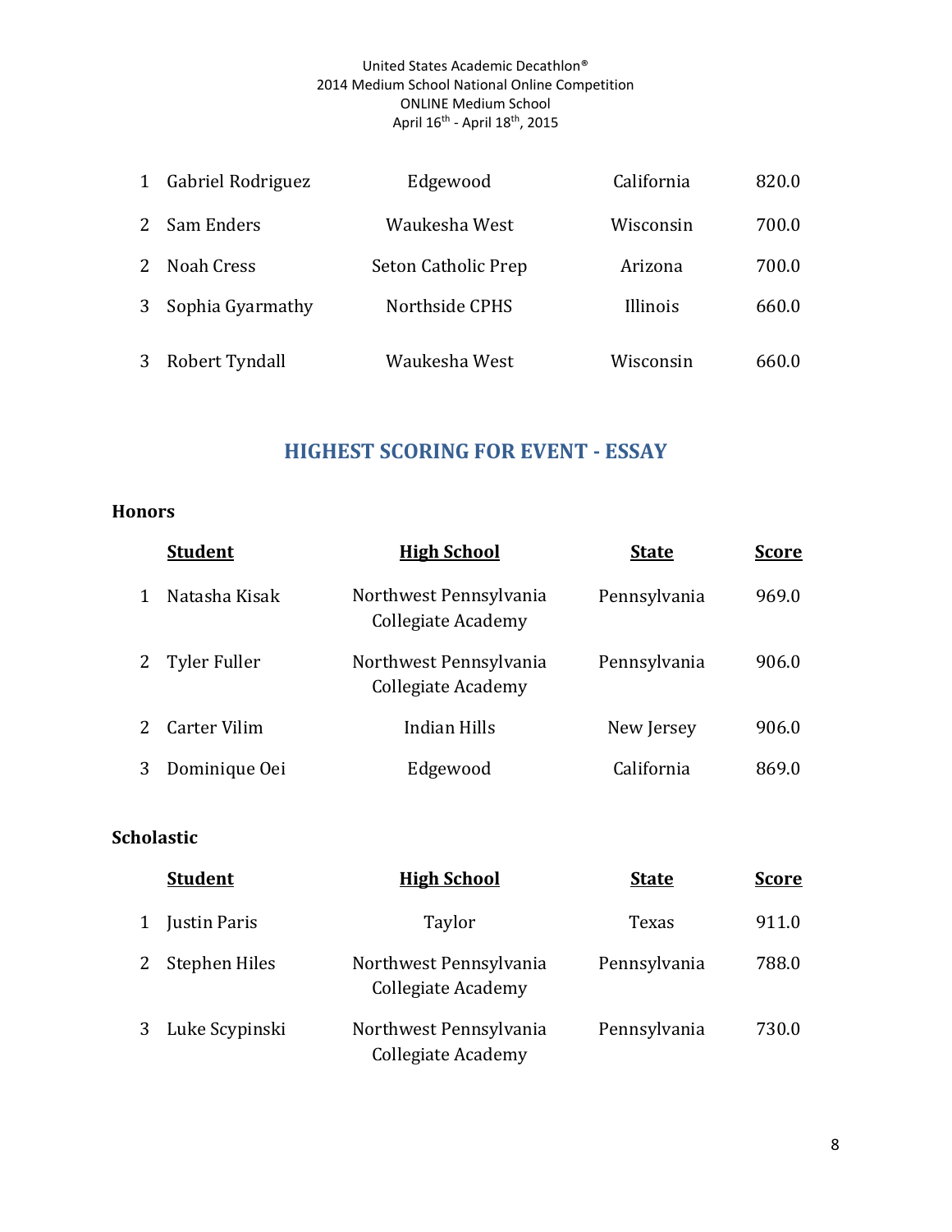| | | | | |
|---|---|---|---|---|
| 1 | Gabriel Rodriguez | Edgewood | California | 820.0 |
| 2 | Sam Enders | Waukesha West | Wisconsin | 700.0 |
| 2 | Noah Cress | Seton Catholic Prep | Arizona | 700.0 |
| 3 | Sophia Gyarmathy | Northside CPHS | Illinois | 660.0 |
| 3 | Robert Tyndall | Waukesha West | Wisconsin | 660.0 |

## HIGHEST SCORING FOR EVENT - ESSAY

**Honors**

| | Student | High School | State | Score |
|---|---|---|---|---|
| 1 | Natasha Kisak | Northwest Pennsylvania Collegiate Academy | Pennsylvania | 969.0 |
| 2 | Tyler Fuller | Northwest Pennsylvania Collegiate Academy | Pennsylvania | 906.0 |
| 2 | Carter Vilim | Indian Hills | New Jersey | 906.0 |
| 3 | Dominique Oei | Edgewood | California | 869.0 |

**Scholastic**

| | Student | High School | State | Score |
|---|---|---|---|---|
| 1 | Justin Paris | Taylor | Texas | 911.0 |
| 2 | Stephen Hiles | Northwest Pennsylvania Collegiate Academy | Pennsylvania | 788.0 |
| 3 | Luke Scypinski | Northwest Pennsylvania Collegiate Academy | Pennsylvania | 730.0 |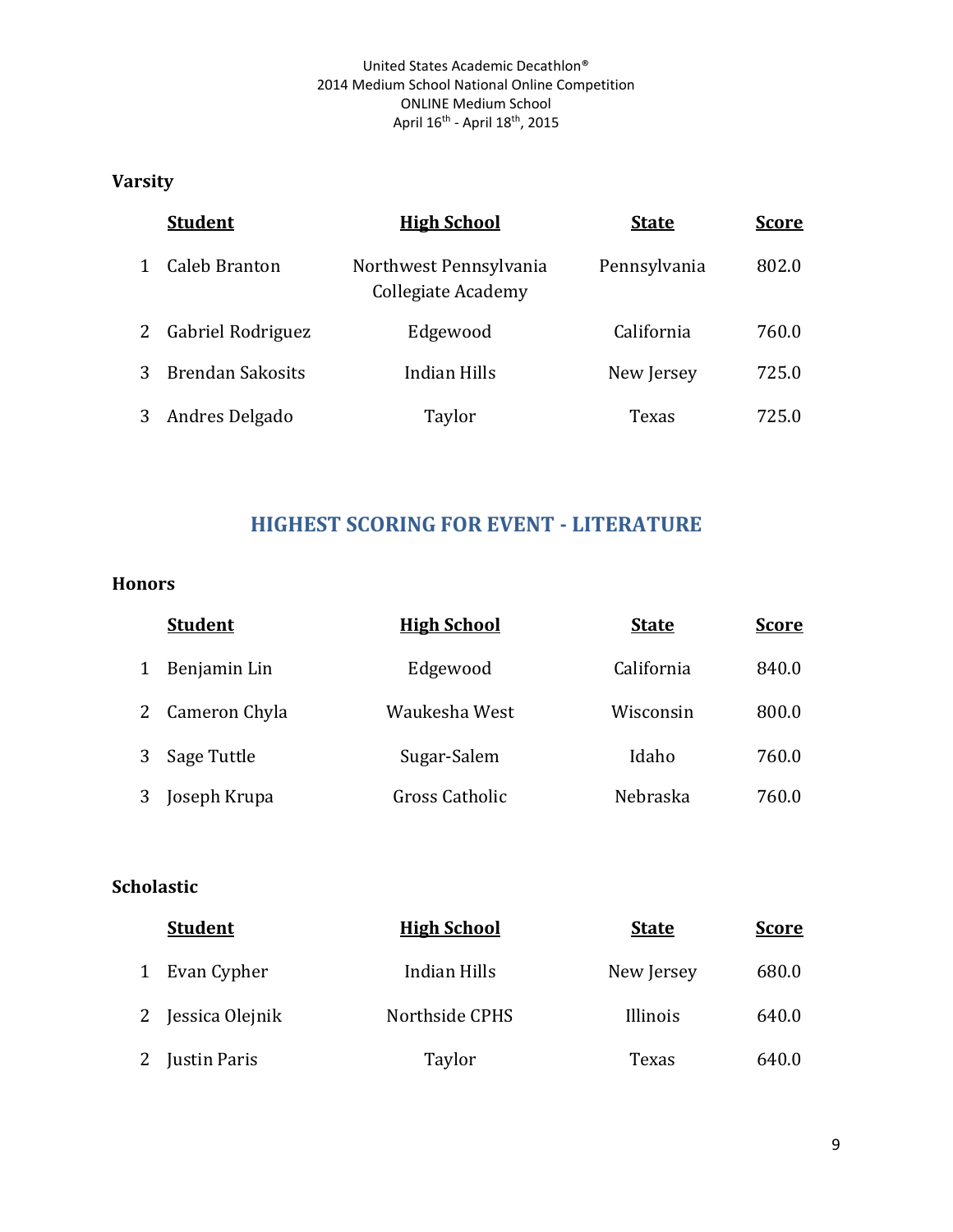### Varsity

| | Student | High School | State | Score |
|---|---|---|---|---|
| 1 | Caleb Branton | Northwest Pennsylvania Collegiate Academy | Pennsylvania | 802.0 |
| 2 | Gabriel Rodriguez | Edgewood | California | 760.0 |
| 3 | Brendan Sakosits | Indian Hills | New Jersey | 725.0 |
| 3 | Andres Delgado | Taylor | Texas | 725.0 |

## HIGHEST SCORING FOR EVENT - LITERATURE

### Honors

| | Student | High School | State | Score |
|---|---|---|---|---|
| 1 | Benjamin Lin | Edgewood | California | 840.0 |
| 2 | Cameron Chyla | Waukesha West | Wisconsin | 800.0 |
| 3 | Sage Tuttle | Sugar-Salem | Idaho | 760.0 |
| 3 | Joseph Krupa | Gross Catholic | Nebraska | 760.0 |

### Scholastic

| | Student | High School | State | Score |
|---|---|---|---|---|
| 1 | Evan Cypher | Indian Hills | New Jersey | 680.0 |
| 2 | Jessica Olejnik | Northside CPHS | Illinois | 640.0 |
| 2 | Justin Paris | Taylor | Texas | 640.0 |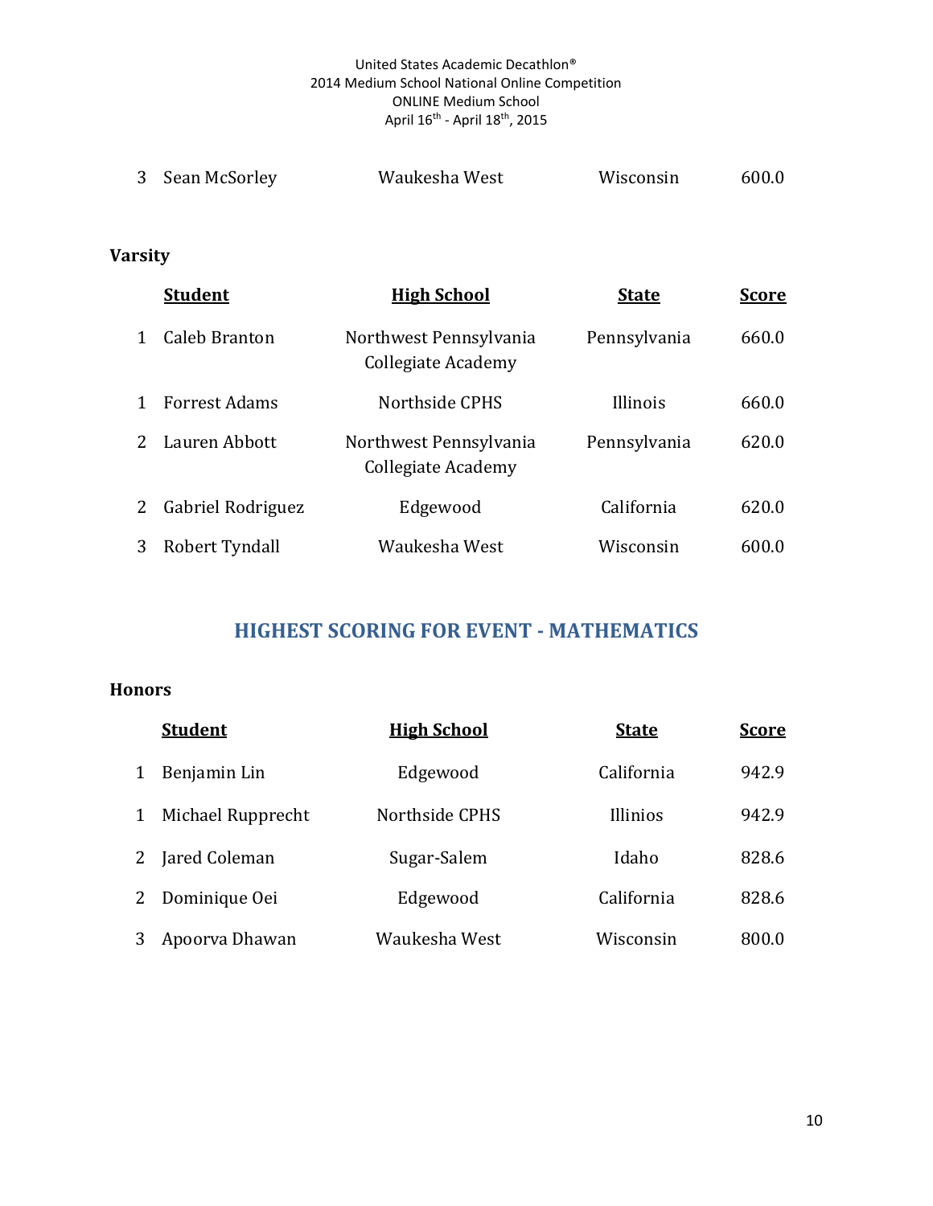| | | | | |
|---|---|---|---|---|
| 3 | Sean McSorley | Waukesha West | Wisconsin | 600.0 |

**Varsity**

| | Student | High School | State | Score |
|---|---|---|---|---|
| 1 | Caleb Branton | Northwest Pennsylvania Collegiate Academy | Pennsylvania | 660.0 |
| 1 | Forrest Adams | Northside CPHS | Illinois | 660.0 |
| 2 | Lauren Abbott | Northwest Pennsylvania Collegiate Academy | Pennsylvania | 620.0 |
| 2 | Gabriel Rodriguez | Edgewood | California | 620.0 |
| 3 | Robert Tyndall | Waukesha West | Wisconsin | 600.0 |

## HIGHEST SCORING FOR EVENT - MATHEMATICS

**Honors**

| | Student | High School | State | Score |
|---|---|---|---|---|
| 1 | Benjamin Lin | Edgewood | California | 942.9 |
| 1 | Michael Rupprecht | Northside CPHS | Illinios | 942.9 |
| 2 | Jared Coleman | Sugar-Salem | Idaho | 828.6 |
| 2 | Dominique Oei | Edgewood | California | 828.6 |
| 3 | Apoorva Dhawan | Waukesha West | Wisconsin | 800.0 |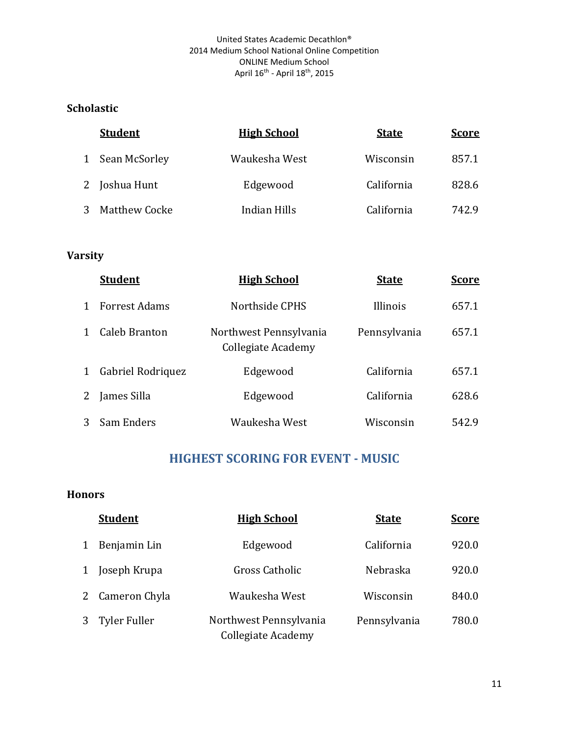### Scholastic

| | Student | High School | State | Score |
|---|---|---|---|---|
| 1 | Sean McSorley | Waukesha West | Wisconsin | 857.1 |
| 2 | Joshua Hunt | Edgewood | California | 828.6 |
| 3 | Matthew Cocke | Indian Hills | California | 742.9 |

### Varsity

| | Student | High School | State | Score |
|---|---|---|---|---|
| 1 | Forrest Adams | Northside CPHS | Illinois | 657.1 |
| 1 | Caleb Branton | Northwest Pennsylvania Collegiate Academy | Pennsylvania | 657.1 |
| 1 | Gabriel Rodriquez | Edgewood | California | 657.1 |
| 2 | James Silla | Edgewood | California | 628.6 |
| 3 | Sam Enders | Waukesha West | Wisconsin | 542.9 |

## HIGHEST SCORING FOR EVENT - MUSIC

### Honors

| | Student | High School | State | Score |
|---|---|---|---|---|
| 1 | Benjamin Lin | Edgewood | California | 920.0 |
| 1 | Joseph Krupa | Gross Catholic | Nebraska | 920.0 |
| 2 | Cameron Chyla | Waukesha West | Wisconsin | 840.0 |
| 3 | Tyler Fuller | Northwest Pennsylvania Collegiate Academy | Pennsylvania | 780.0 |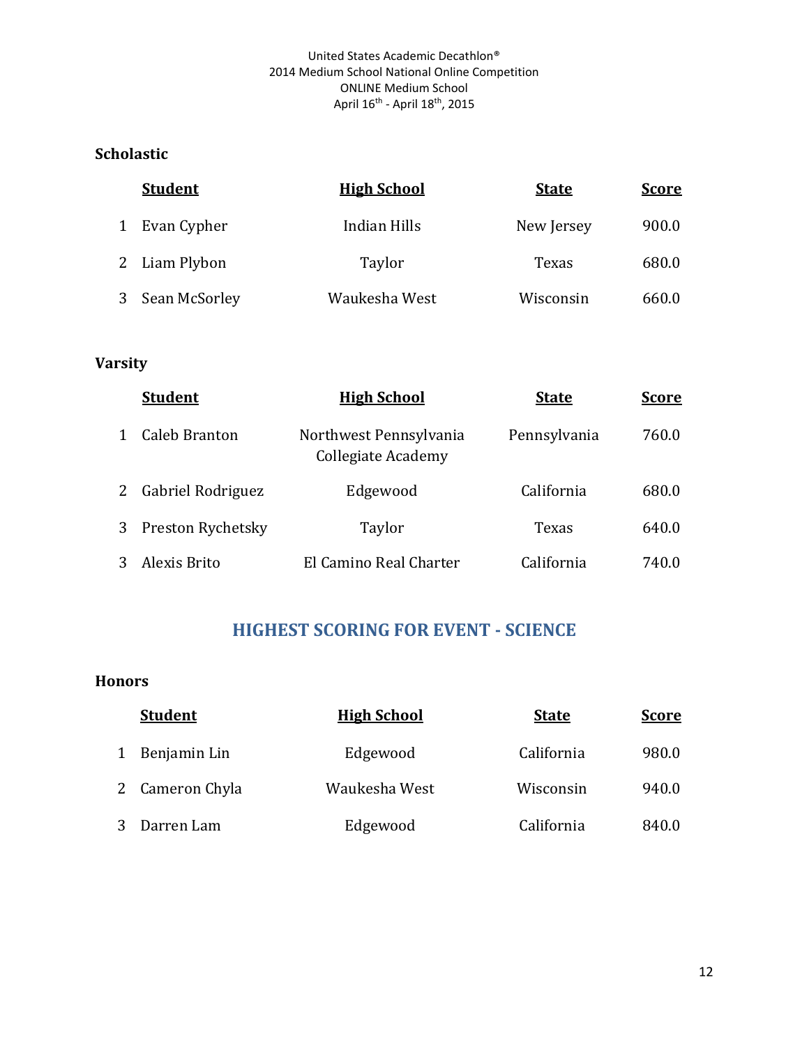United States Academic Decathlon®
2014 Medium School National Online Competition
ONLINE Medium School
April 16th - April 18th, 2015

### Scholastic

| | Student | High School | State | Score |
|---|---|---|---|---|
| 1 | Evan Cypher | Indian Hills | New Jersey | 900.0 |
| 2 | Liam Plybon | Taylor | Texas | 680.0 |
| 3 | Sean McSorley | Waukesha West | Wisconsin | 660.0 |

### Varsity

| | Student | High School | State | Score |
|---|---|---|---|---|
| 1 | Caleb Branton | Northwest Pennsylvania Collegiate Academy | Pennsylvania | 760.0 |
| 2 | Gabriel Rodriguez | Edgewood | California | 680.0 |
| 3 | Preston Rychetsky | Taylor | Texas | 640.0 |
| 3 | Alexis Brito | El Camino Real Charter | California | 740.0 |

## HIGHEST SCORING FOR EVENT - SCIENCE

### Honors

| | Student | High School | State | Score |
|---|---|---|---|---|
| 1 | Benjamin Lin | Edgewood | California | 980.0 |
| 2 | Cameron Chyla | Waukesha West | Wisconsin | 940.0 |
| 3 | Darren Lam | Edgewood | California | 840.0 |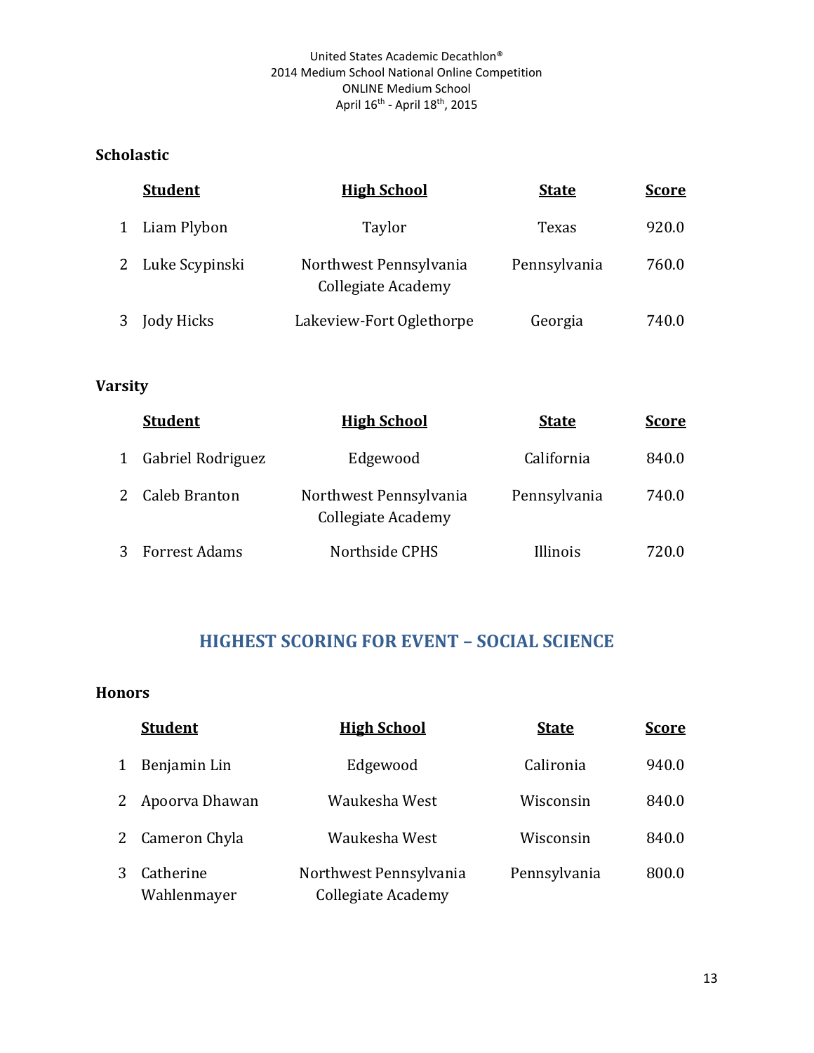United States Academic Decathlon®
2014 Medium School National Online Competition
ONLINE Medium School
April 16th - April 18th, 2015

**Scholastic**

| | Student | High School | State | Score |
|---|---|---|---|---|
| 1 | Liam Plybon | Taylor | Texas | 920.0 |
| 2 | Luke Scypinski | Northwest Pennsylvania Collegiate Academy | Pennsylvania | 760.0 |
| 3 | Jody Hicks | Lakeview-Fort Oglethorpe | Georgia | 740.0 |

**Varsity**

| | Student | High School | State | Score |
|---|---|---|---|---|
| 1 | Gabriel Rodriguez | Edgewood | California | 840.0 |
| 2 | Caleb Branton | Northwest Pennsylvania Collegiate Academy | Pennsylvania | 740.0 |
| 3 | Forrest Adams | Northside CPHS | Illinois | 720.0 |

## HIGHEST SCORING FOR EVENT – SOCIAL SCIENCE

**Honors**

| | Student | High School | State | Score |
|---|---|---|---|---|
| 1 | Benjamin Lin | Edgewood | Calironia | 940.0 |
| 2 | Apoorva Dhawan | Waukesha West | Wisconsin | 840.0 |
| 2 | Cameron Chyla | Waukesha West | Wisconsin | 840.0 |
| 3 | Catherine Wahlenmayer | Northwest Pennsylvania Collegiate Academy | Pennsylvania | 800.0 |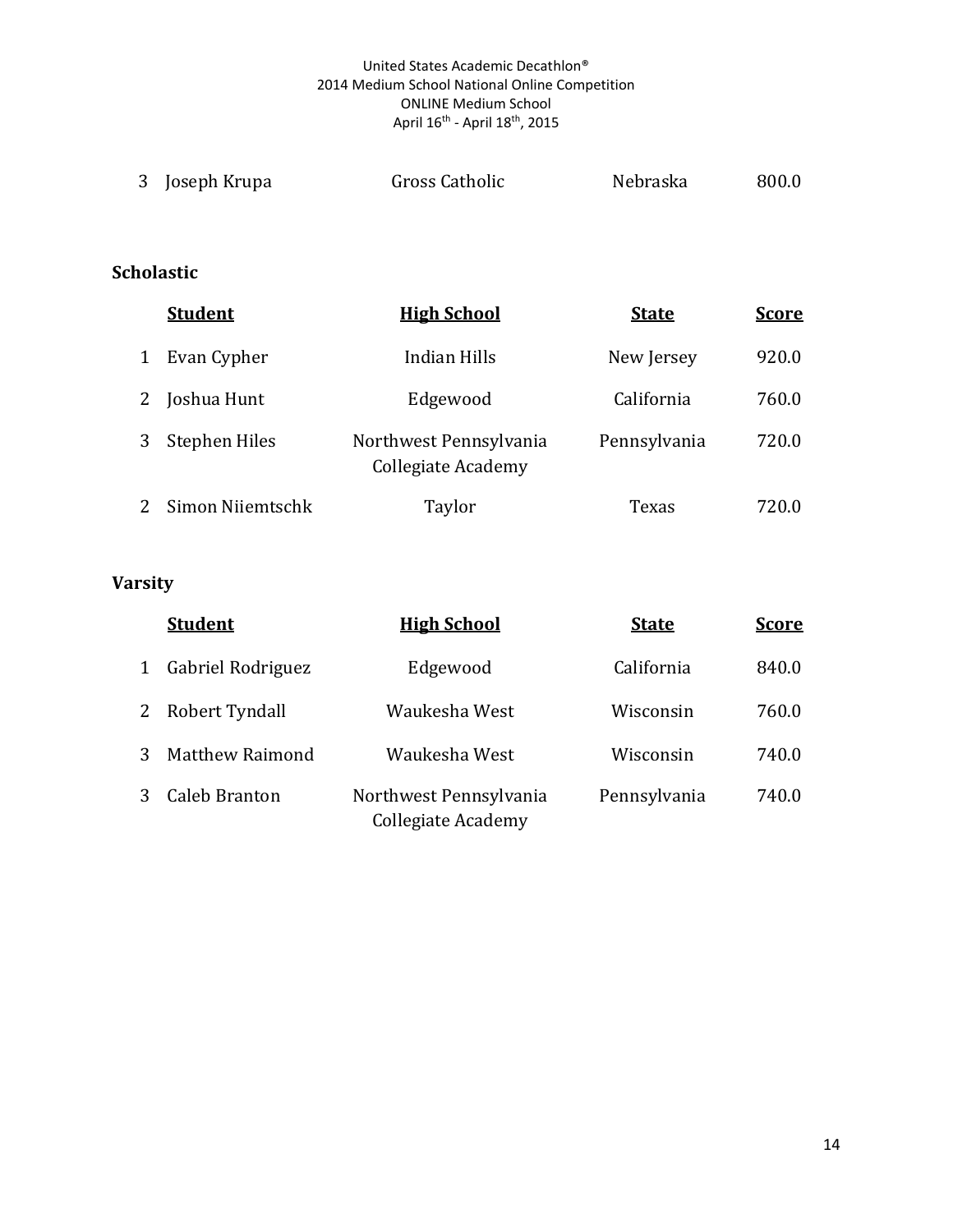| | | | | |
|---|---|---|---|---|
| 3 | Joseph Krupa | Gross Catholic | Nebraska | 800.0 |

**Scholastic**

| | Student | High School | State | Score |
|---|---|---|---|---|
| 1 | Evan Cypher | Indian Hills | New Jersey | 920.0 |
| 2 | Joshua Hunt | Edgewood | California | 760.0 |
| 3 | Stephen Hiles | Northwest Pennsylvania Collegiate Academy | Pennsylvania | 720.0 |
| 2 | Simon Niiemtschk | Taylor | Texas | 720.0 |

**Varsity**

| | Student | High School | State | Score |
|---|---|---|---|---|
| 1 | Gabriel Rodriguez | Edgewood | California | 840.0 |
| 2 | Robert Tyndall | Waukesha West | Wisconsin | 760.0 |
| 3 | Matthew Raimond | Waukesha West | Wisconsin | 740.0 |
| 3 | Caleb Branton | Northwest Pennsylvania Collegiate Academy | Pennsylvania | 740.0 |